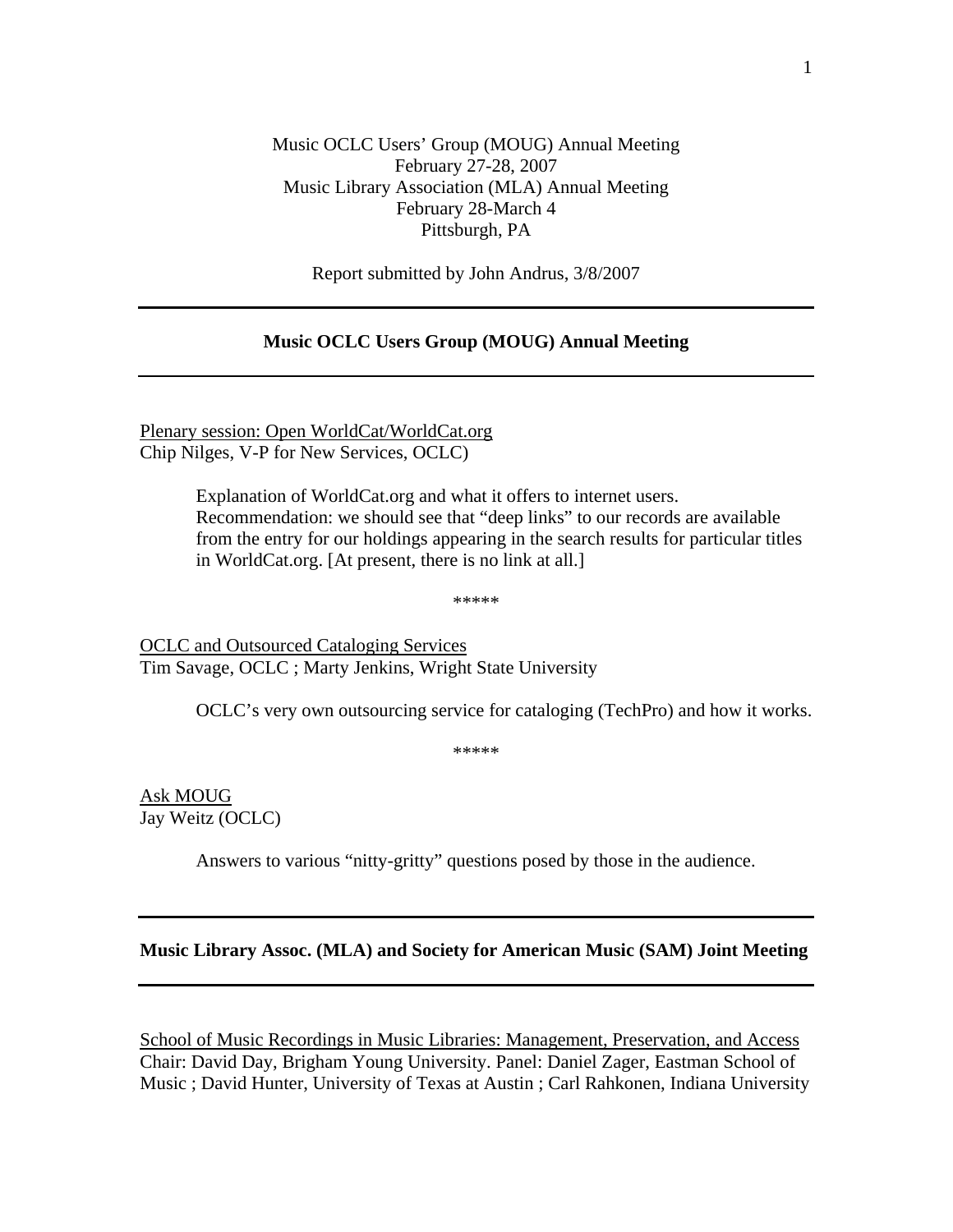Music OCLC Users' Group (MOUG) Annual Meeting  
February 27-28, 2007  
Music Library Association (MLA) Annual Meeting  
February 28-March 4  
Pittsburgh, PA

Report submitted by John Andrus, 3/8/2007

---

## Music OCLC Users Group (MOUG) Annual Meeting

---

<u>Plenary session: Open WorldCat/WorldCat.org</u>  
Chip Nilges, V-P for New Services, OCLC)

> Explanation of WorldCat.org and what it offers to internet users. Recommendation: we should see that "deep links" to our records are available from the entry for our holdings appearing in the search results for particular titles in WorldCat.org. [At present, there is no link at all.]

*****

<u>OCLC and Outsourced Cataloging Services</u>  
Tim Savage, OCLC ; Marty Jenkins, Wright State University

> OCLC's very own outsourcing service for cataloging (TechPro) and how it works.

*****

<u>Ask MOUG</u>  
Jay Weitz (OCLC)

> Answers to various "nitty-gritty" questions posed by those in the audience.

---

## Music Library Assoc. (MLA) and Society for American Music (SAM) Joint Meeting

---

<u>School of Music Recordings in Music Libraries: Management, Preservation, and Access</u>  
Chair: David Day, Brigham Young University. Panel: Daniel Zager, Eastman School of Music ; David Hunter, University of Texas at Austin ; Carl Rahkonen, Indiana University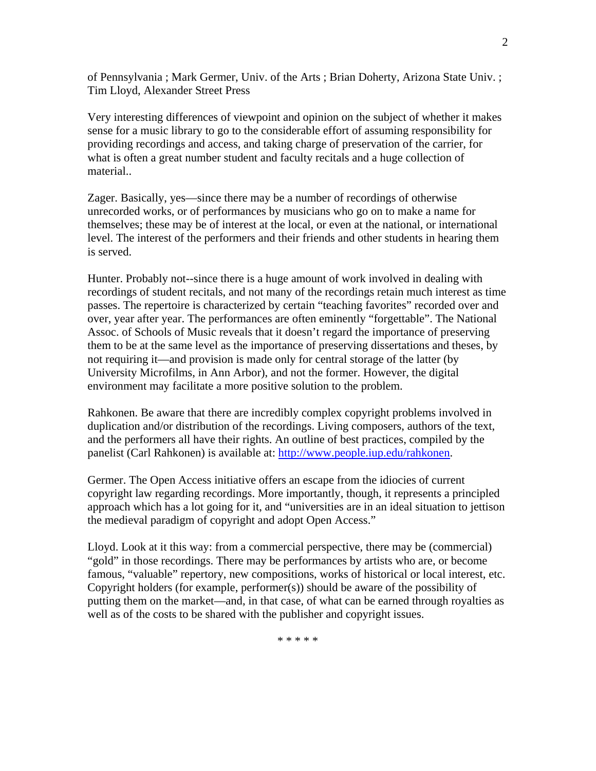of Pennsylvania ; Mark Germer, Univ. of the Arts ; Brian Doherty, Arizona State Univ. ; Tim Lloyd, Alexander Street Press

Very interesting differences of viewpoint and opinion on the subject of whether it makes sense for a music library to go to the considerable effort of assuming responsibility for providing recordings and access, and taking charge of preservation of the carrier, for what is often a great number student and faculty recitals and a huge collection of material..

Zager. Basically, yes—since there may be a number of recordings of otherwise unrecorded works, or of performances by musicians who go on to make a name for themselves; these may be of interest at the local, or even at the national, or international level. The interest of the performers and their friends and other students in hearing them is served.

Hunter. Probably not--since there is a huge amount of work involved in dealing with recordings of student recitals, and not many of the recordings retain much interest as time passes. The repertoire is characterized by certain "teaching favorites" recorded over and over, year after year. The performances are often eminently "forgettable". The National Assoc. of Schools of Music reveals that it doesn't regard the importance of preserving them to be at the same level as the importance of preserving dissertations and theses, by not requiring it—and provision is made only for central storage of the latter (by University Microfilms, in Ann Arbor), and not the former. However, the digital environment may facilitate a more positive solution to the problem.

Rahkonen. Be aware that there are incredibly complex copyright problems involved in duplication and/or distribution of the recordings. Living composers, authors of the text, and the performers all have their rights. An outline of best practices, compiled by the panelist (Carl Rahkonen) is available at: [http://www.people.iup.edu/rahkonen](http://www.people.iup.edu/rahkonen).

Germer. The Open Access initiative offers an escape from the idiocies of current copyright law regarding recordings. More importantly, though, it represents a principled approach which has a lot going for it, and "universities are in an ideal situation to jettison the medieval paradigm of copyright and adopt Open Access."

Lloyd. Look at it this way: from a commercial perspective, there may be (commercial) "gold" in those recordings. There may be performances by artists who are, or become famous, "valuable" repertory, new compositions, works of historical or local interest, etc. Copyright holders (for example, performer(s)) should be aware of the possibility of putting them on the market—and, in that case, of what can be earned through royalties as well as of the costs to be shared with the publisher and copyright issues.

\* \* \* \* \*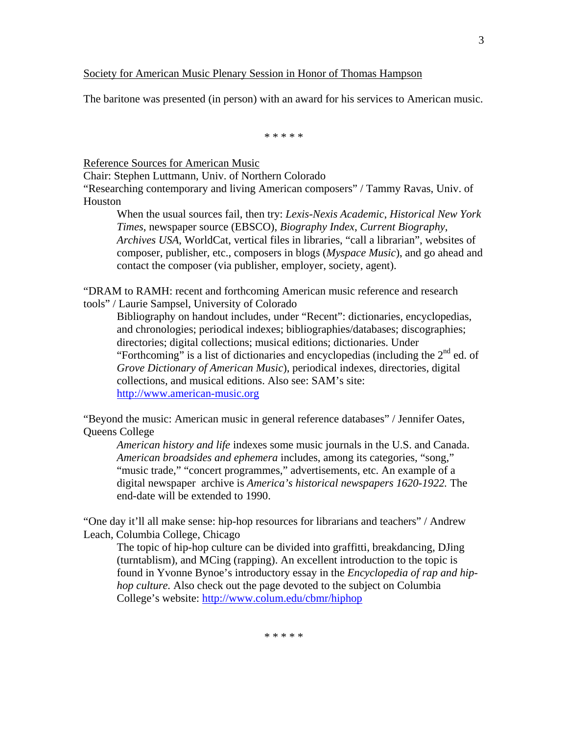<u>Society for American Music Plenary Session in Honor of Thomas Hampson</u>

The baritone was presented (in person) with an award for his services to American music.

\* \* \* \* \*

<u>Reference Sources for American Music</u>

Chair: Stephen Luttmann, Univ. of Northern Colorado

"Researching contemporary and living American composers" / Tammy Ravas, Univ. of Houston

> When the usual sources fail, then try: *Lexis-Nexis Academic*, *Historical New York Times*, newspaper source (EBSCO), *Biography Index*, *Current Biography*, *Archives USA*, WorldCat, vertical files in libraries, "call a librarian", websites of composer, publisher, etc., composers in blogs (*Myspace Music*), and go ahead and contact the composer (via publisher, employer, society, agent).

"DRAM to RAMH: recent and forthcoming American music reference and research tools" / Laurie Sampsel, University of Colorado

> Bibliography on handout includes, under "Recent": dictionaries, encyclopedias, and chronologies; periodical indexes; bibliographies/databases; discographies; directories; digital collections; musical editions; dictionaries. Under "Forthcoming" is a list of dictionaries and encyclopedias (including the 2nd ed. of *Grove Dictionary of American Music*), periodical indexes, directories, digital collections, and musical editions. Also see: SAM's site: http://www.american-music.org

"Beyond the music: American music in general reference databases" / Jennifer Oates, Queens College

> *American history and life* indexes some music journals in the U.S. and Canada. *American broadsides and ephemera* includes, among its categories, "song," "music trade," "concert programmes," advertisements, etc. An example of a digital newspaper archive is *America's historical newspapers 1620-1922.* The end-date will be extended to 1990.

"One day it'll all make sense: hip-hop resources for librarians and teachers" / Andrew Leach, Columbia College, Chicago

> The topic of hip-hop culture can be divided into graffitti, breakdancing, DJing (turntablism), and MCing (rapping). An excellent introduction to the topic is found in Yvonne Bynoe's introductory essay in the *Encyclopedia of rap and hip-hop culture.* Also check out the page devoted to the subject on Columbia College's website: http://www.colum.edu/cbmr/hiphop

\* \* \* \* \*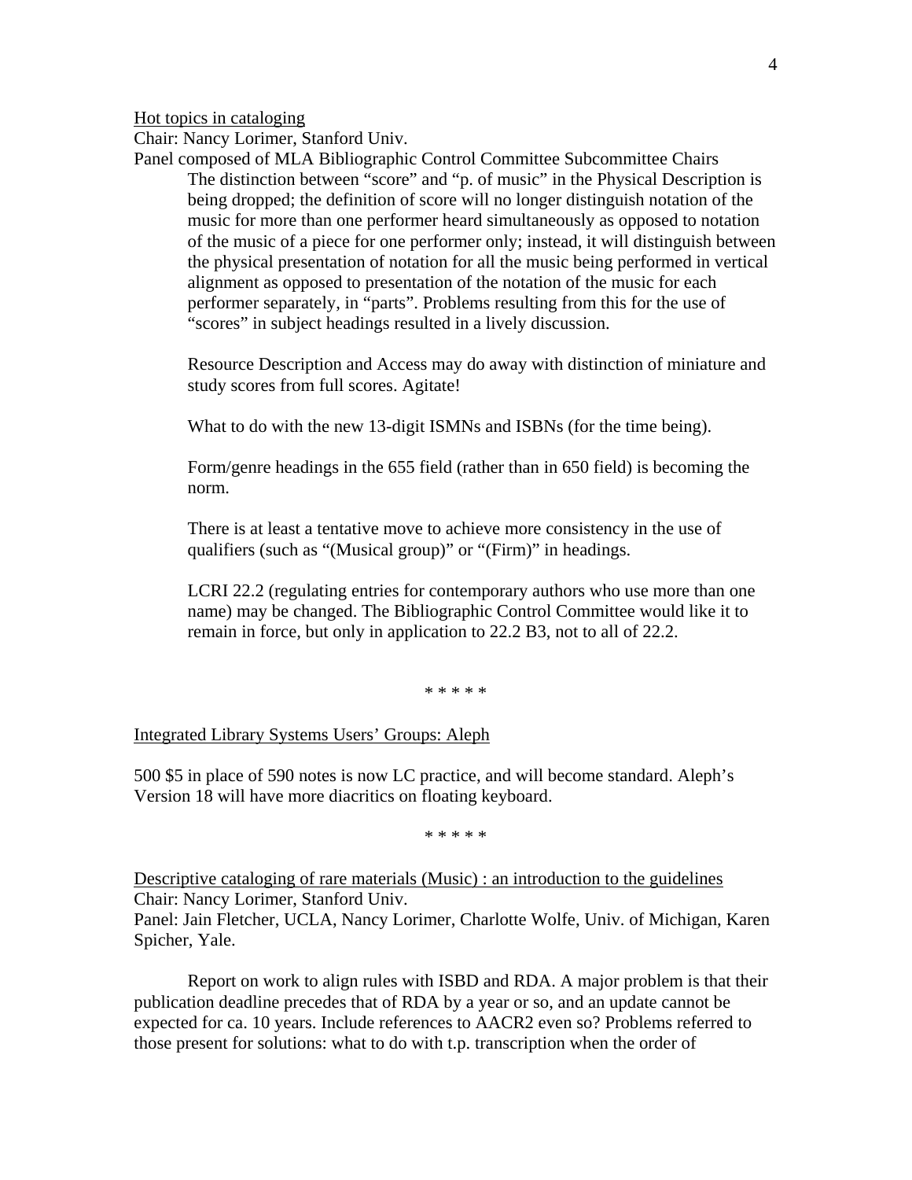Hot topics in cataloging

Chair: Nancy Lorimer, Stanford Univ.

Panel composed of MLA Bibliographic Control Committee Subcommittee Chairs

The distinction between "score" and "p. of music" in the Physical Description is being dropped; the definition of score will no longer distinguish notation of the music for more than one performer heard simultaneously as opposed to notation of the music of a piece for one performer only; instead, it will distinguish between the physical presentation of notation for all the music being performed in vertical alignment as opposed to presentation of the notation of the music for each performer separately, in "parts". Problems resulting from this for the use of "scores" in subject headings resulted in a lively discussion.

Resource Description and Access may do away with distinction of miniature and study scores from full scores. Agitate!

What to do with the new 13-digit ISMNs and ISBNs (for the time being).

Form/genre headings in the 655 field (rather than in 650 field) is becoming the norm.

There is at least a tentative move to achieve more consistency in the use of qualifiers (such as "(Musical group)" or "(Firm)" in headings.

LCRI 22.2 (regulating entries for contemporary authors who use more than one name) may be changed. The Bibliographic Control Committee would like it to remain in force, but only in application to 22.2 B3, not to all of 22.2.

\* \* \* \* \*

Integrated Library Systems Users' Groups: Aleph

500 $5 in place of 590 notes is now LC practice, and will become standard. Aleph's Version 18 will have more diacritics on floating keyboard.

\* \* \* \* \*

Descriptive cataloging of rare materials (Music) : an introduction to the guidelines

Chair: Nancy Lorimer, Stanford Univ.

Panel: Jain Fletcher, UCLA, Nancy Lorimer, Charlotte Wolfe, Univ. of Michigan, Karen Spicher, Yale.

Report on work to align rules with ISBD and RDA. A major problem is that their publication deadline precedes that of RDA by a year or so, and an update cannot be expected for ca. 10 years. Include references to AACR2 even so? Problems referred to those present for solutions: what to do with t.p. transcription when the order of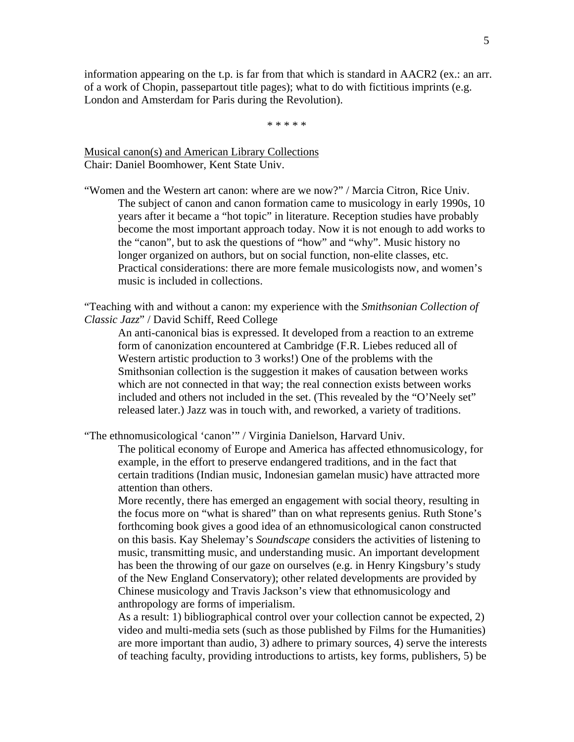information appearing on the t.p. is far from that which is standard in AACR2 (ex.: an arr. of a work of Chopin, passepartout title pages); what to do with fictitious imprints (e.g. London and Amsterdam for Paris during the Revolution).

\* \* \* \* \*

<u>Musical canon(s) and American Library Collections</u>
Chair: Daniel Boomhower, Kent State Univ.

"Women and the Western art canon: where are we now?" / Marcia Citron, Rice Univ.

> The subject of canon and canon formation came to musicology in early 1990s, 10 years after it became a "hot topic" in literature. Reception studies have probably become the most important approach today. Now it is not enough to add works to the "canon", but to ask the questions of "how" and "why". Music history no longer organized on authors, but on social function, non-elite classes, etc. Practical considerations: there are more female musicologists now, and women's music is included in collections.

"Teaching with and without a canon: my experience with the *Smithsonian Collection of Classic Jazz*" / David Schiff, Reed College

> An anti-canonical bias is expressed. It developed from a reaction to an extreme form of canonization encountered at Cambridge (F.R. Liebes reduced all of Western artistic production to 3 works!) One of the problems with the Smithsonian collection is the suggestion it makes of causation between works which are not connected in that way; the real connection exists between works included and others not included in the set. (This revealed by the "O'Neely set" released later.) Jazz was in touch with, and reworked, a variety of traditions.

"The ethnomusicological 'canon'" / Virginia Danielson, Harvard Univ.

> The political economy of Europe and America has affected ethnomusicology, for example, in the effort to preserve endangered traditions, and in the fact that certain traditions (Indian music, Indonesian gamelan music) have attracted more attention than others.
>
> More recently, there has emerged an engagement with social theory, resulting in the focus more on "what is shared" than on what represents genius. Ruth Stone's forthcoming book gives a good idea of an ethnomusicological canon constructed on this basis. Kay Shelemay's *Soundscape* considers the activities of listening to music, transmitting music, and understanding music. An important development has been the throwing of our gaze on ourselves (e.g. in Henry Kingsbury's study of the New England Conservatory); other related developments are provided by Chinese musicology and Travis Jackson's view that ethnomusicology and anthropology are forms of imperialism.
>
> As a result: 1) bibliographical control over your collection cannot be expected, 2) video and multi-media sets (such as those published by Films for the Humanities) are more important than audio, 3) adhere to primary sources, 4) serve the interests of teaching faculty, providing introductions to artists, key forms, publishers, 5) be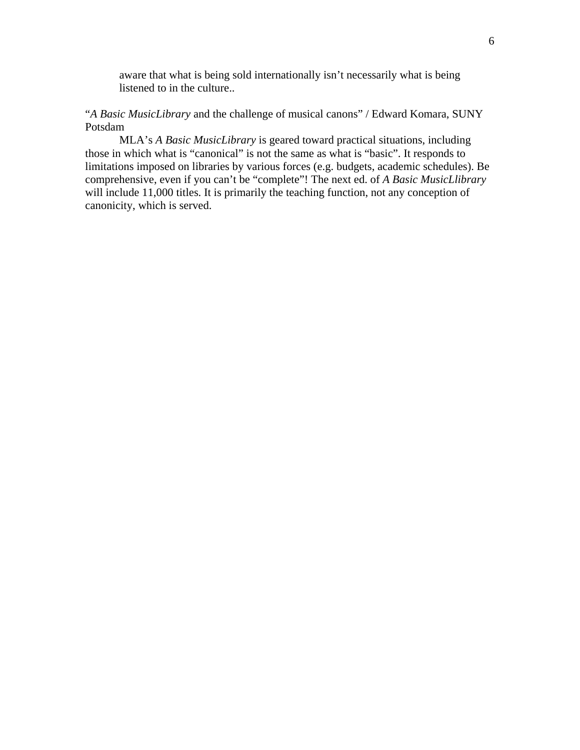aware that what is being sold internationally isn't necessarily what is being listened to in the culture..

"*A Basic MusicLibrary* and the challenge of musical canons" / Edward Komara, SUNY Potsdam

MLA's *A Basic MusicLibrary* is geared toward practical situations, including those in which what is "canonical" is not the same as what is "basic". It responds to limitations imposed on libraries by various forces (e.g. budgets, academic schedules). Be comprehensive, even if you can't be "complete"! The next ed. of *A Basic MusicLlibrary* will include 11,000 titles. It is primarily the teaching function, not any conception of canonicity, which is served.